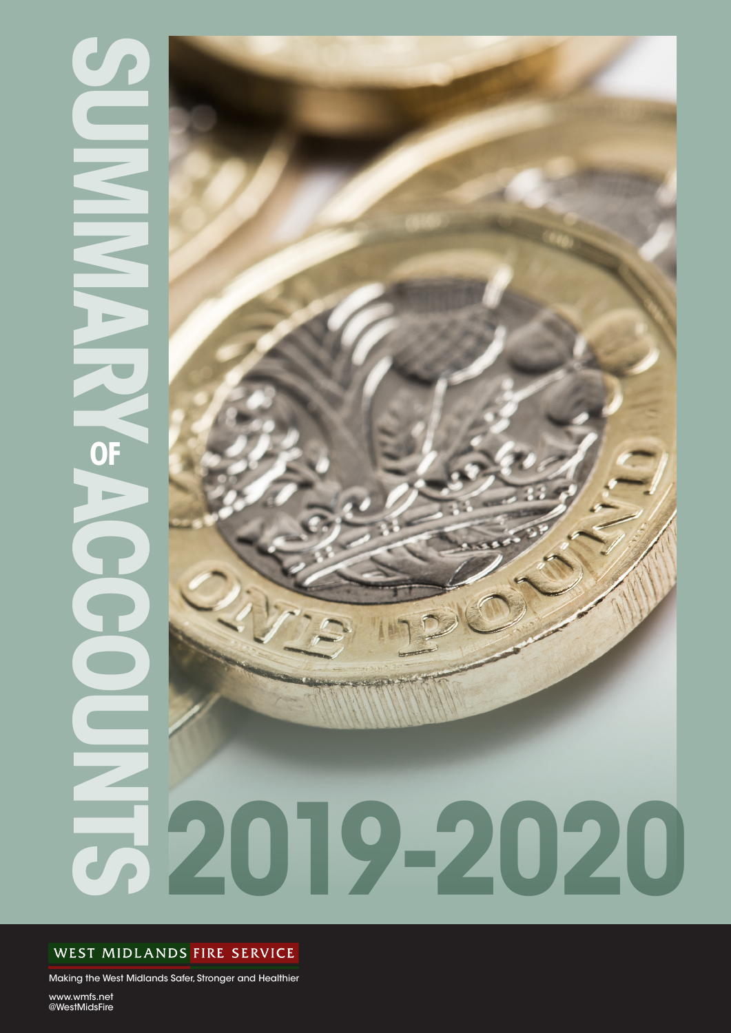# SUMMARY OF ACCOUNTS 2019-2020

WEST MIDLANDS FIRE SERVICE

Making the West Midlands Safer, Stronger and Healthier

www.wmfs.net
@WestMidsFire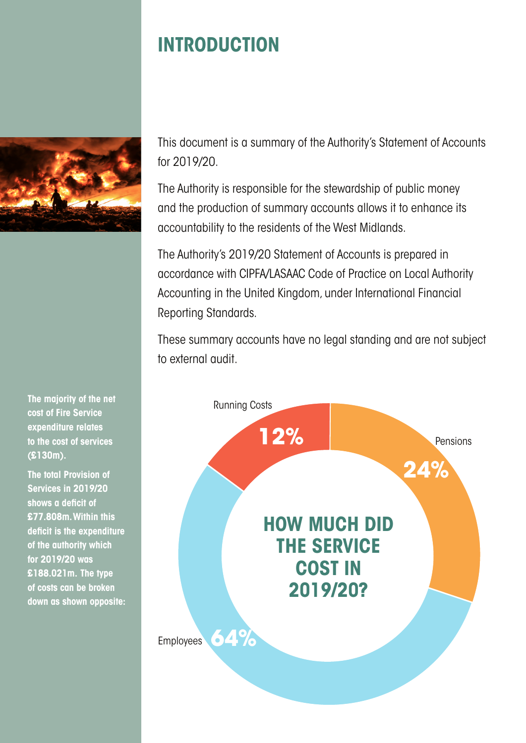# INTRODUCTION

This document is a summary of the Authority's Statement of Accounts for 2019/20.

The Authority is responsible for the stewardship of public money and the production of summary accounts allows it to enhance its accountability to the residents of the West Midlands.

The Authority's 2019/20 Statement of Accounts is prepared in accordance with CIPFA/LASAAC Code of Practice on Local Authority Accounting in the United Kingdom, under International Financial Reporting Standards.

These summary accounts have no legal standing and are not subject to external audit.

**The majority of the net cost of Fire Service expenditure relates to the cost of services (£130m).**

**The total Provision of Services in 2019/20 shows a deficit of £77.808m. Within this deficit is the expenditure of the authority which for 2019/20 was £188.021m. The type of costs can be broken down as shown opposite:**

## HOW MUCH DID THE SERVICE COST IN 2019/20?

| Type of cost | Percentage |
| --- | --- |
| Running Costs | 12% |
| Pensions | 24% |
| Employees | 64% |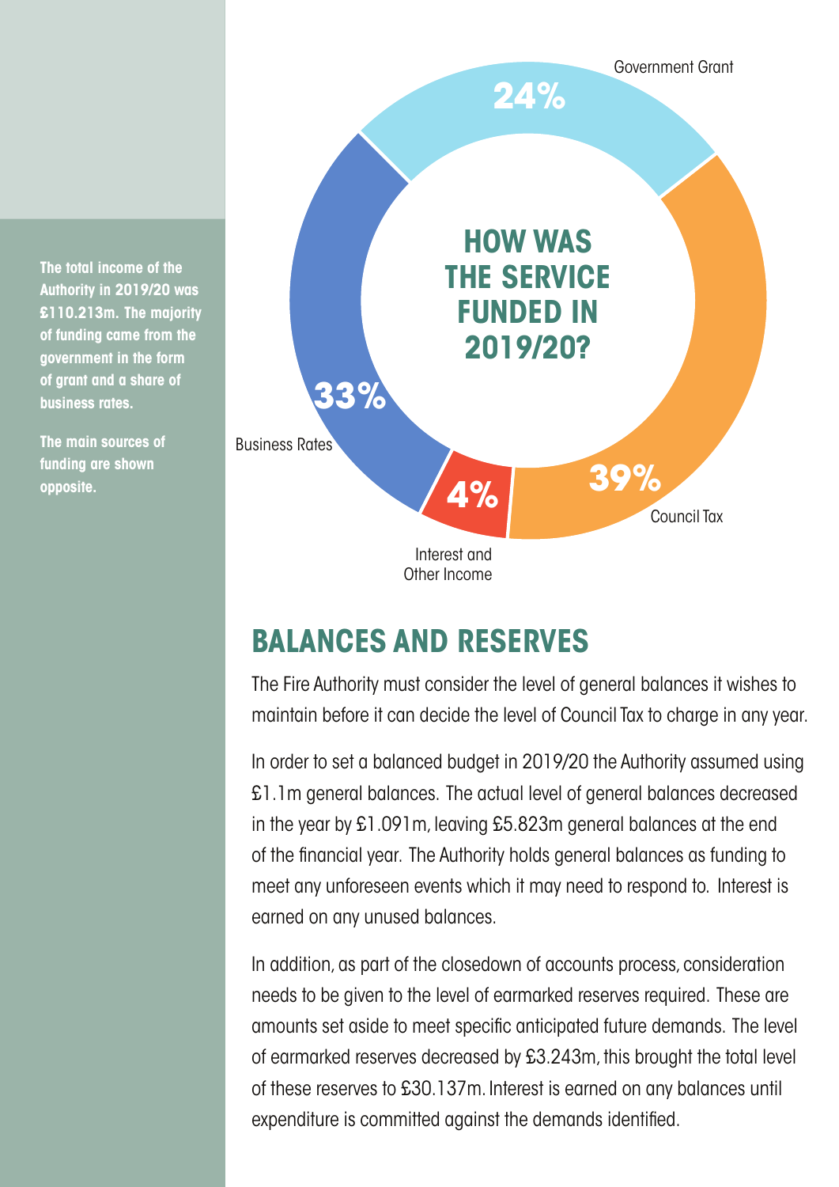The total income of the Authority in 2019/20 was £110.213m. The majority of funding came from the government in the form of grant and a share of business rates.

The main sources of funding are shown opposite.

## HOW WAS THE SERVICE FUNDED IN 2019/20?

| Source | Percentage |
| --- | --- |
| Government Grant | 24% |
| Council Tax | 39% |
| Interest and Other Income | 4% |
| Business Rates | 33% |

## BALANCES AND RESERVES

The Fire Authority must consider the level of general balances it wishes to maintain before it can decide the level of Council Tax to charge in any year.

In order to set a balanced budget in 2019/20 the Authority assumed using £1.1m general balances. The actual level of general balances decreased in the year by £1.091m, leaving £5.823m general balances at the end of the financial year. The Authority holds general balances as funding to meet any unforeseen events which it may need to respond to. Interest is earned on any unused balances.

In addition, as part of the closedown of accounts process, consideration needs to be given to the level of earmarked reserves required. These are amounts set aside to meet specific anticipated future demands. The level of earmarked reserves decreased by £3.243m, this brought the total level of these reserves to £30.137m. Interest is earned on any balances until expenditure is committed against the demands identified.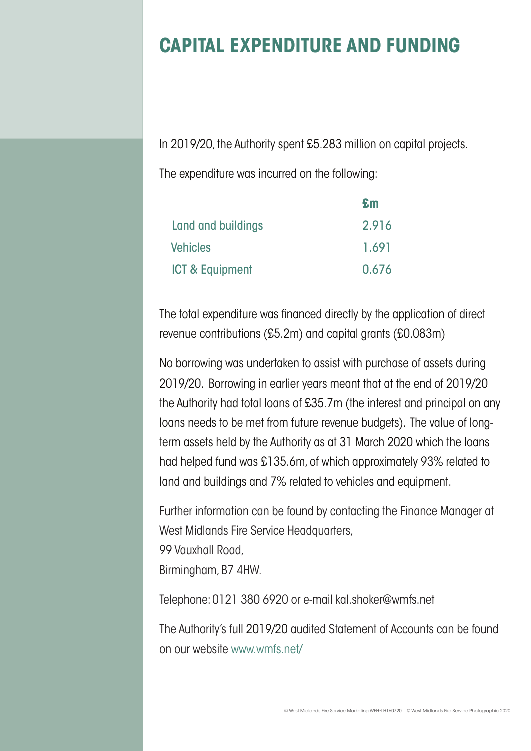# CAPITAL EXPENDITURE AND FUNDING

In 2019/20, the Authority spent £5.283 million on capital projects.

The expenditure was incurred on the following:

| | £m |
|---|---|
| Land and buildings | 2.916 |
| Vehicles | 1.691 |
| ICT & Equipment | 0.676 |

The total expenditure was financed directly by the application of direct revenue contributions (£5.2m) and capital grants (£0.083m)

No borrowing was undertaken to assist with purchase of assets during 2019/20. Borrowing in earlier years meant that at the end of 2019/20 the Authority had total loans of £35.7m (the interest and principal on any loans needs to be met from future revenue budgets). The value of long-term assets held by the Authority as at 31 March 2020 which the loans had helped fund was £135.6m, of which approximately 93% related to land and buildings and 7% related to vehicles and equipment.

Further information can be found by contacting the Finance Manager at West Midlands Fire Service Headquarters,
99 Vauxhall Road,
Birmingham, B7 4HW.

Telephone: 0121 380 6920 or e-mail kal.shoker@wmfs.net

The Authority's full 2019/20 audited Statement of Accounts can be found on our website www.wmfs.net/

© West Midlands Fire Service Marketing WFH•LH160720 © West Midlands Fire Service Photographic 2020